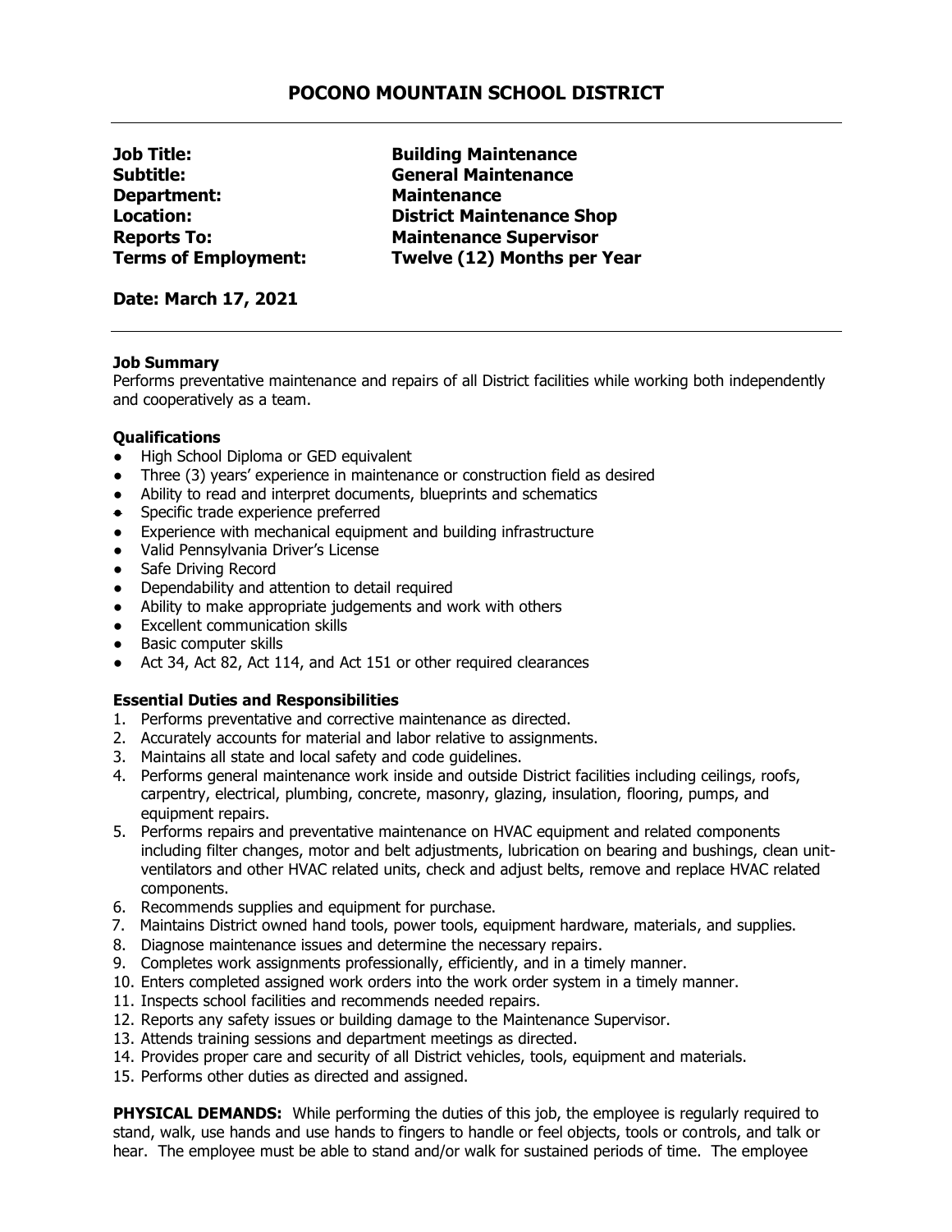# POCONO MOUNTAIN SCHOOL DISTRICT

**Job Title:** Building Maintenance
**Subtitle:** General Maintenance
**Department:** Maintenance
**Location:** District Maintenance Shop
**Reports To:** Maintenance Supervisor
**Terms of Employment:** Twelve (12) Months per Year

**Date: March 17, 2021**

---

### Job Summary

Performs preventative maintenance and repairs of all District facilities while working both independently and cooperatively as a team.

### Qualifications

- High School Diploma or GED equivalent
- Three (3) years' experience in maintenance or construction field as desired
- Ability to read and interpret documents, blueprints and schematics
- Specific trade experience preferred
- Experience with mechanical equipment and building infrastructure
- Valid Pennsylvania Driver's License
- Safe Driving Record
- Dependability and attention to detail required
- Ability to make appropriate judgements and work with others
- Excellent communication skills
- Basic computer skills
- Act 34, Act 82, Act 114, and Act 151 or other required clearances

### Essential Duties and Responsibilities

1. Performs preventative and corrective maintenance as directed.
2. Accurately accounts for material and labor relative to assignments.
3. Maintains all state and local safety and code guidelines.
4. Performs general maintenance work inside and outside District facilities including ceilings, roofs, carpentry, electrical, plumbing, concrete, masonry, glazing, insulation, flooring, pumps, and equipment repairs.
5. Performs repairs and preventative maintenance on HVAC equipment and related components including filter changes, motor and belt adjustments, lubrication on bearing and bushings, clean unit-ventilators and other HVAC related units, check and adjust belts, remove and replace HVAC related components.
6. Recommends supplies and equipment for purchase.
7. Maintains District owned hand tools, power tools, equipment hardware, materials, and supplies.
8. Diagnose maintenance issues and determine the necessary repairs.
9. Completes work assignments professionally, efficiently, and in a timely manner.
10. Enters completed assigned work orders into the work order system in a timely manner.
11. Inspects school facilities and recommends needed repairs.
12. Reports any safety issues or building damage to the Maintenance Supervisor.
13. Attends training sessions and department meetings as directed.
14. Provides proper care and security of all District vehicles, tools, equipment and materials.
15. Performs other duties as directed and assigned.

**PHYSICAL DEMANDS:** While performing the duties of this job, the employee is regularly required to stand, walk, use hands and use hands to fingers to handle or feel objects, tools or controls, and talk or hear. The employee must be able to stand and/or walk for sustained periods of time. The employee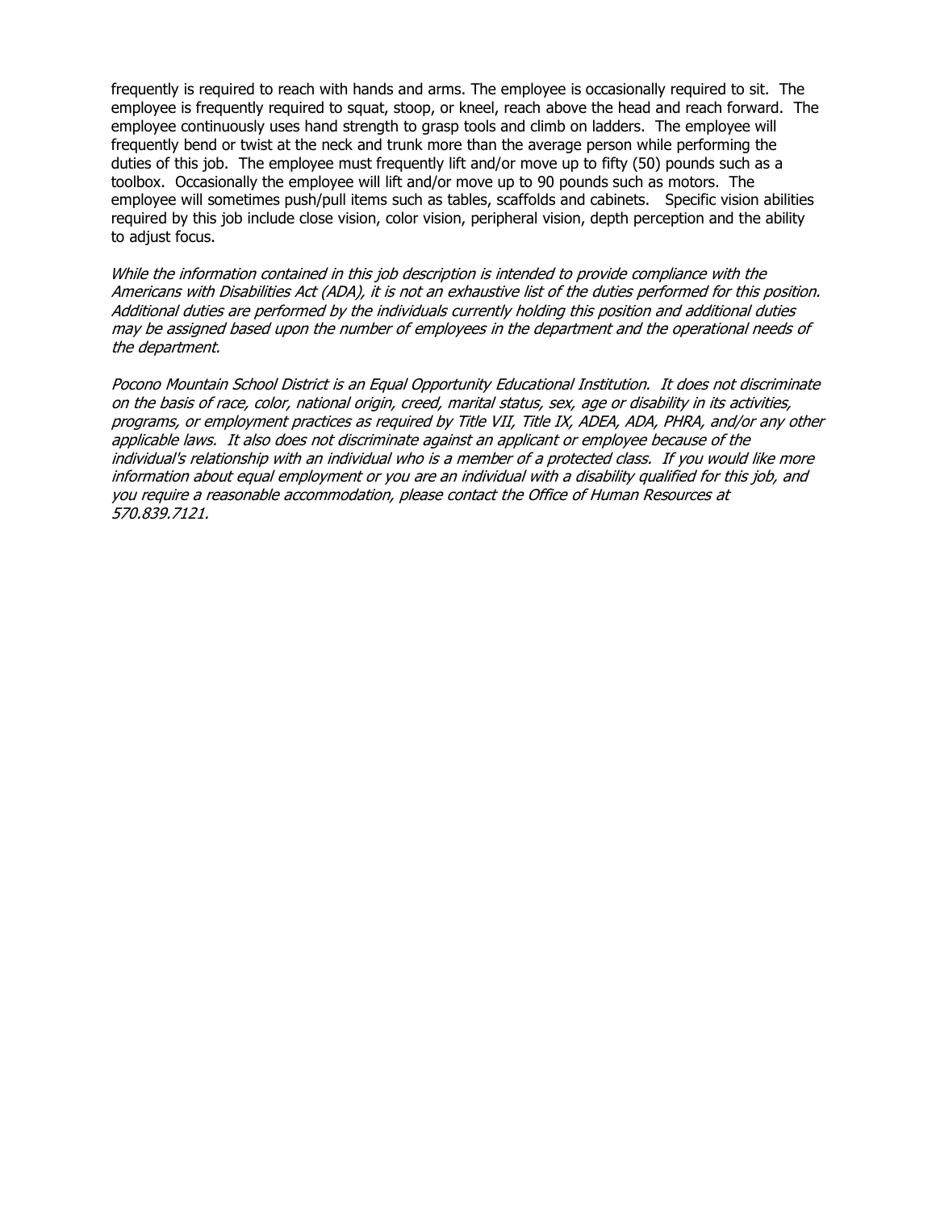frequently is required to reach with hands and arms. The employee is occasionally required to sit. The employee is frequently required to squat, stoop, or kneel, reach above the head and reach forward. The employee continuously uses hand strength to grasp tools and climb on ladders. The employee will frequently bend or twist at the neck and trunk more than the average person while performing the duties of this job. The employee must frequently lift and/or move up to fifty (50) pounds such as a toolbox. Occasionally the employee will lift and/or move up to 90 pounds such as motors. The employee will sometimes push/pull items such as tables, scaffolds and cabinets. Specific vision abilities required by this job include close vision, color vision, peripheral vision, depth perception and the ability to adjust focus.

*While the information contained in this job description is intended to provide compliance with the Americans with Disabilities Act (ADA), it is not an exhaustive list of the duties performed for this position. Additional duties are performed by the individuals currently holding this position and additional duties may be assigned based upon the number of employees in the department and the operational needs of the department.*

*Pocono Mountain School District is an Equal Opportunity Educational Institution. It does not discriminate on the basis of race, color, national origin, creed, marital status, sex, age or disability in its activities, programs, or employment practices as required by Title VII, Title IX, ADEA, ADA, PHRA, and/or any other applicable laws. It also does not discriminate against an applicant or employee because of the individual's relationship with an individual who is a member of a protected class. If you would like more information about equal employment or you are an individual with a disability qualified for this job, and you require a reasonable accommodation, please contact the Office of Human Resources at 570.839.7121.*